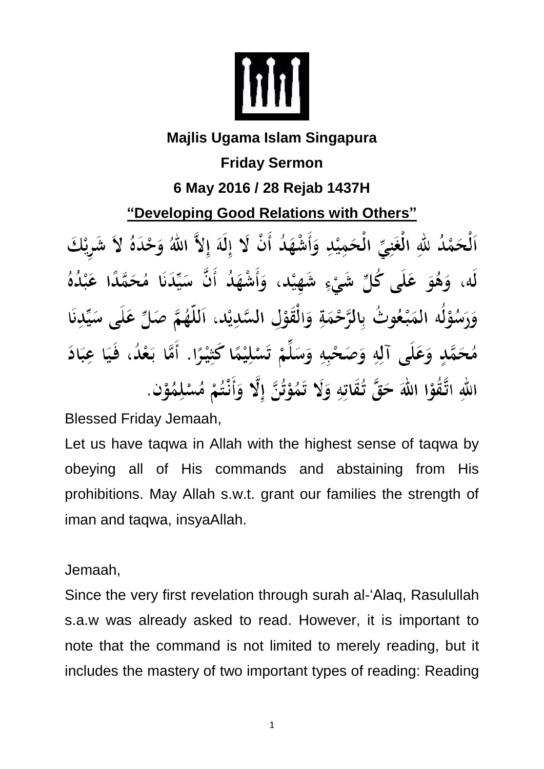**Majlis Ugama Islam Singapura**

**Friday Sermon**

**6 May 2016 / 28 Rejab 1437H**

**“Developing Good Relations with Others”**

اَلْحَمْدُ للهِ الْغَنِيِّ الْحَمِيْدِ وَأَشْهَدُ أَنْ لَا إِلَهَ إِلاَّ اللهُ وَحْدَهُ لاَ شَرِيْكَ لَه، وَهُوَ عَلَى كُلِّ شَيْءٍ شَهِيْد، وَأَشْهَدُ أَنَّ سَيِّدَنَا مُحَمَّدًا عَبْدُهُ وَرَسُوْلُه المَبْعُوثُ بِالرَّحْمَةِ وَالْقَوْلِ السَّدِيْد، اَللَّهُمَّ صَلِّ عَلَى سَيِّدِنَا مُحَمَّدٍ وَعَلَى آلِهِ وَصَحْبِهِ وَسَلِّمْ تَسْلِيْمًا كَثِيْرًا. أَمَّا بَعْدُ، فَيَا عِبَادَ اللهِ اتَّقُوْا اللهَ حَقَّ تُقَاتِهِ وَلَا تَمُوْتُنَّ إِلَّا وَأَنْتُمْ مُسْلِمُوْن.

Blessed Friday Jemaah,

Let us have taqwa in Allah with the highest sense of taqwa by obeying all of His commands and abstaining from His prohibitions. May Allah s.w.t. grant our families the strength of iman and taqwa, insyaAllah.

Jemaah,

Since the very first revelation through surah al-‘Alaq, Rasulullah s.a.w was already asked to read. However, it is important to note that the command is not limited to merely reading, but it includes the mastery of two important types of reading: Reading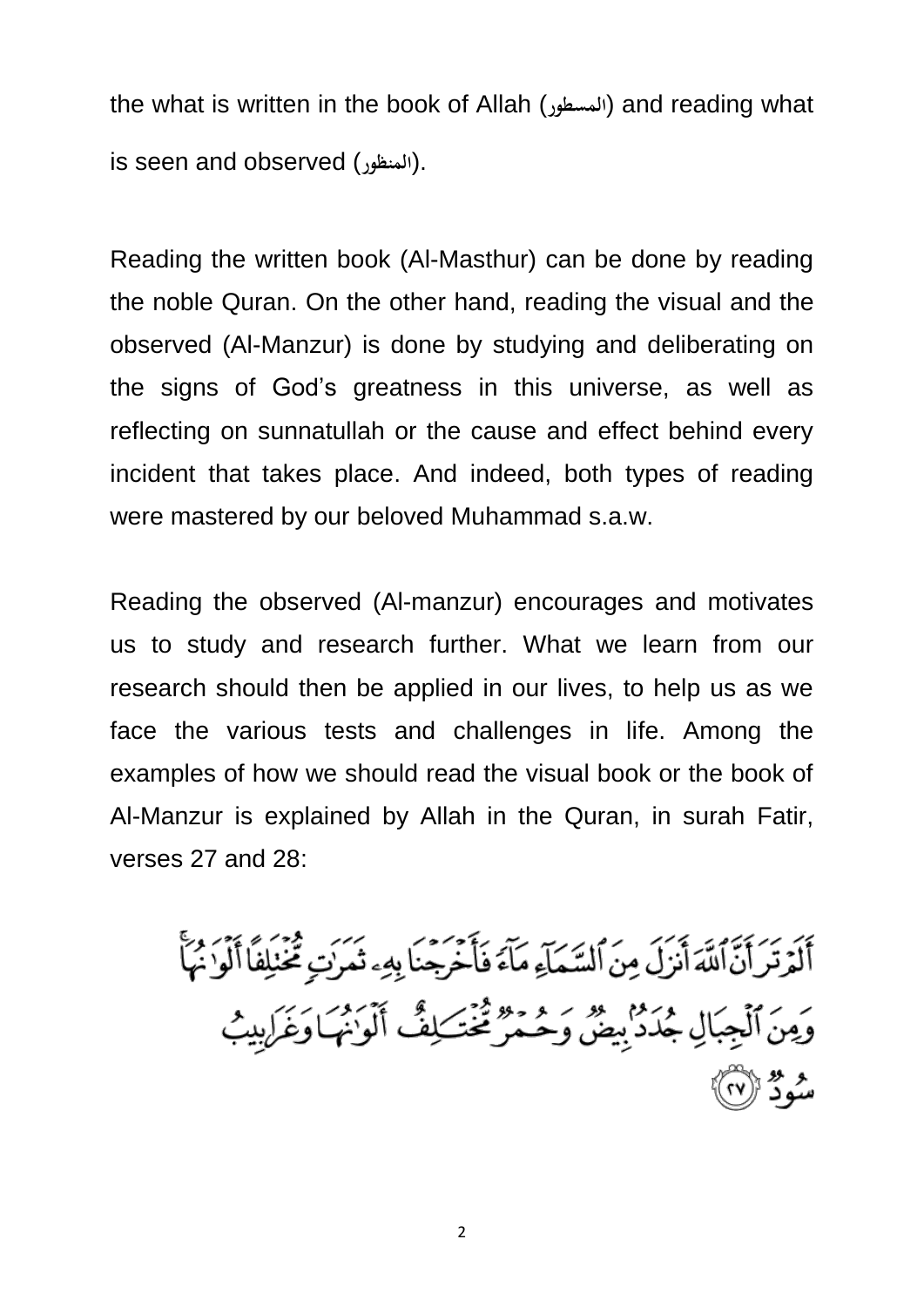the what is written in the book of Allah (المسطور) and reading what is seen and observed (المنظور).

Reading the written book (Al-Masthur) can be done by reading the noble Quran. On the other hand, reading the visual and the observed (Al-Manzur) is done by studying and deliberating on the signs of God's greatness in this universe, as well as reflecting on sunnatullah or the cause and effect behind every incident that takes place. And indeed, both types of reading were mastered by our beloved Muhammad s.a.w.

Reading the observed (Al-manzur) encourages and motivates us to study and research further. What we learn from our research should then be applied in our lives, to help us as we face the various tests and challenges in life. Among the examples of how we should read the visual book or the book of Al-Manzur is explained by Allah in the Quran, in surah Fatir, verses 27 and 28:

أَلَمْ تَرَ أَنَّ ٱللَّهَ أَنزَلَ مِنَ ٱلسَّمَآءِ مَآءً فَأَخْرَجْنَا بِهِۦ ثَمَرَٰتٍ مُّخْتَلِفًا أَلْوَٰنُهَا ۚ وَمِنَ ٱلْجِبَالِ جُدَدٌۢ بِيضٌ وَحُمْرٌ مُّخْتَلِفٌ أَلْوَٰنُهَا وَغَرَابِيبُ سُودٌ ﴿٢٧﴾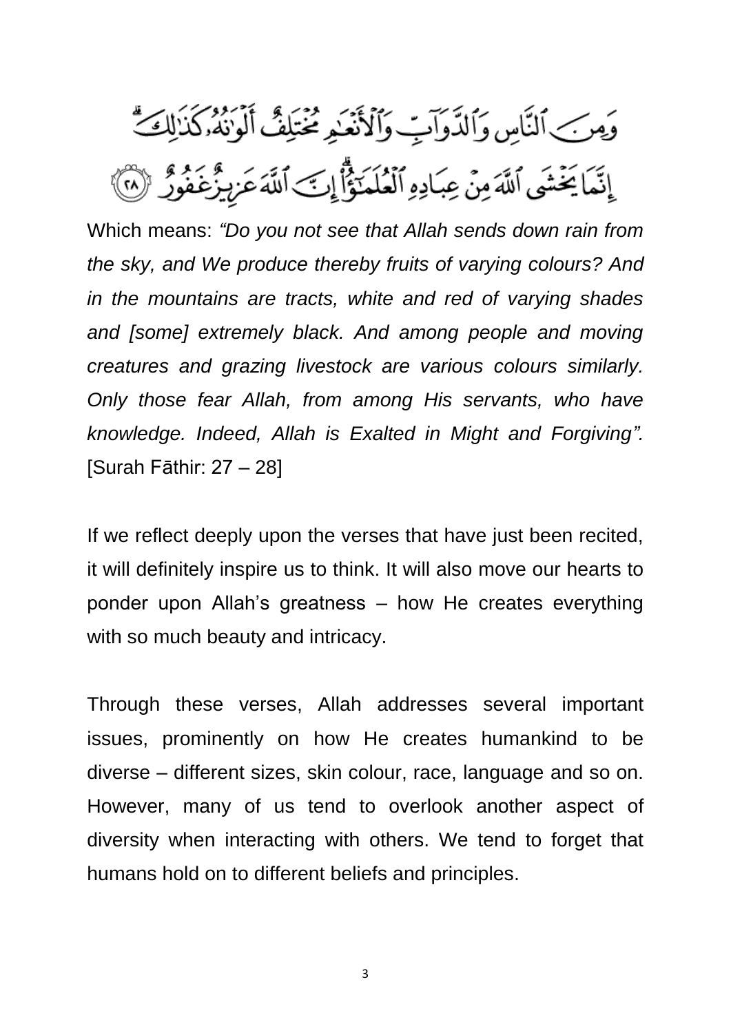وَمِنَ ٱلنَّاسِ وَٱلدَّوَآبِّ وَٱلْأَنْعَـٰمِ مُخْتَلِفٌ أَلْوَٰنُهُۥ كَذَٰلِكَ ۗ إِنَّمَا يَخْشَى ٱللَّهَ مِنْ عِبَادِهِ ٱلْعُلَمَـٰٓؤُا۟ ۗ إِنَّ ٱللَّهَ عَزِيزٌ غَفُورٌ ﴿٢٨﴾

Which means: *"Do you not see that Allah sends down rain from the sky, and We produce thereby fruits of varying colours? And in the mountains are tracts, white and red of varying shades and [some] extremely black. And among people and moving creatures and grazing livestock are various colours similarly. Only those fear Allah, from among His servants, who have knowledge. Indeed, Allah is Exalted in Might and Forgiving".* [Surah Fāthir: 27 – 28]

If we reflect deeply upon the verses that have just been recited, it will definitely inspire us to think. It will also move our hearts to ponder upon Allah's greatness – how He creates everything with so much beauty and intricacy.

Through these verses, Allah addresses several important issues, prominently on how He creates humankind to be diverse – different sizes, skin colour, race, language and so on. However, many of us tend to overlook another aspect of diversity when interacting with others. We tend to forget that humans hold on to different beliefs and principles.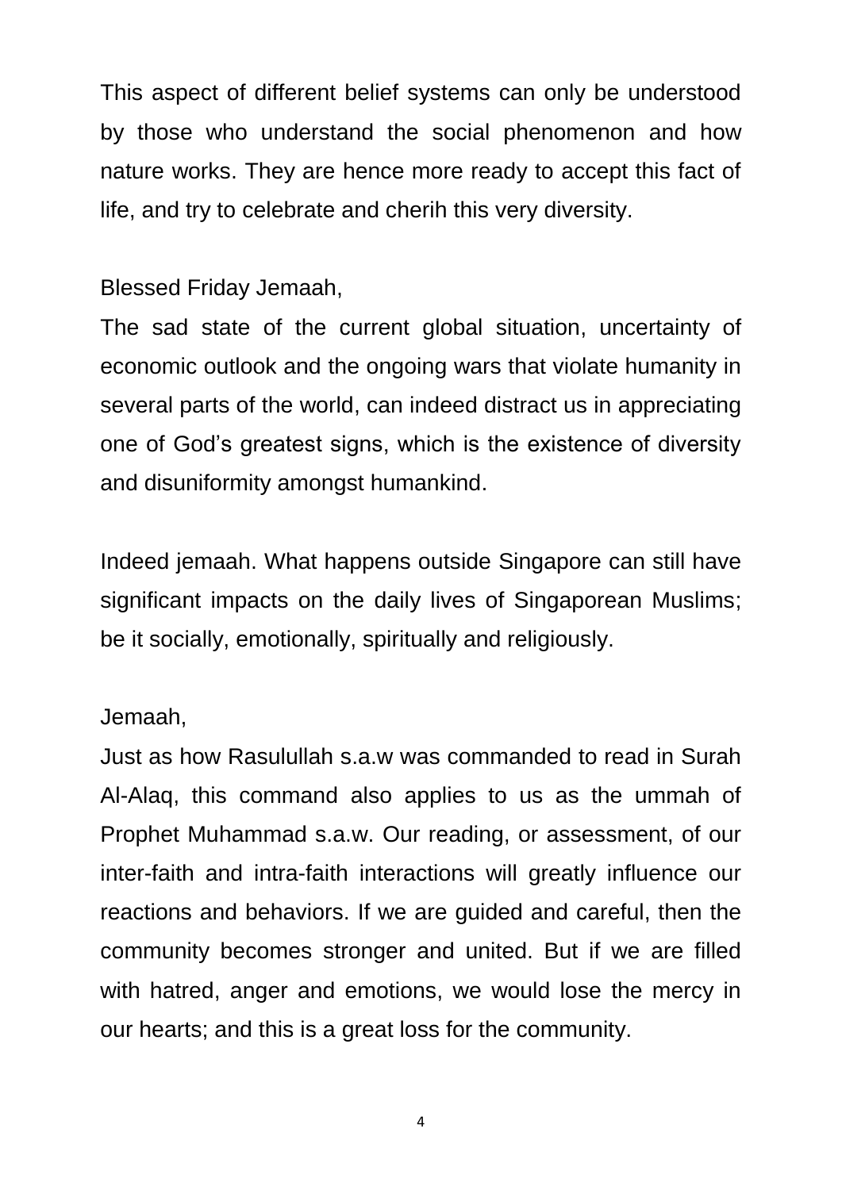This aspect of different belief systems can only be understood by those who understand the social phenomenon and how nature works. They are hence more ready to accept this fact of life, and try to celebrate and cherih this very diversity.

Blessed Friday Jemaah,

The sad state of the current global situation, uncertainty of economic outlook and the ongoing wars that violate humanity in several parts of the world, can indeed distract us in appreciating one of God's greatest signs, which is the existence of diversity and disuniformity amongst humankind.

Indeed jemaah. What happens outside Singapore can still have significant impacts on the daily lives of Singaporean Muslims; be it socially, emotionally, spiritually and religiously.

Jemaah,

Just as how Rasulullah s.a.w was commanded to read in Surah Al-Alaq, this command also applies to us as the ummah of Prophet Muhammad s.a.w. Our reading, or assessment, of our inter-faith and intra-faith interactions will greatly influence our reactions and behaviors. If we are guided and careful, then the community becomes stronger and united. But if we are filled with hatred, anger and emotions, we would lose the mercy in our hearts; and this is a great loss for the community.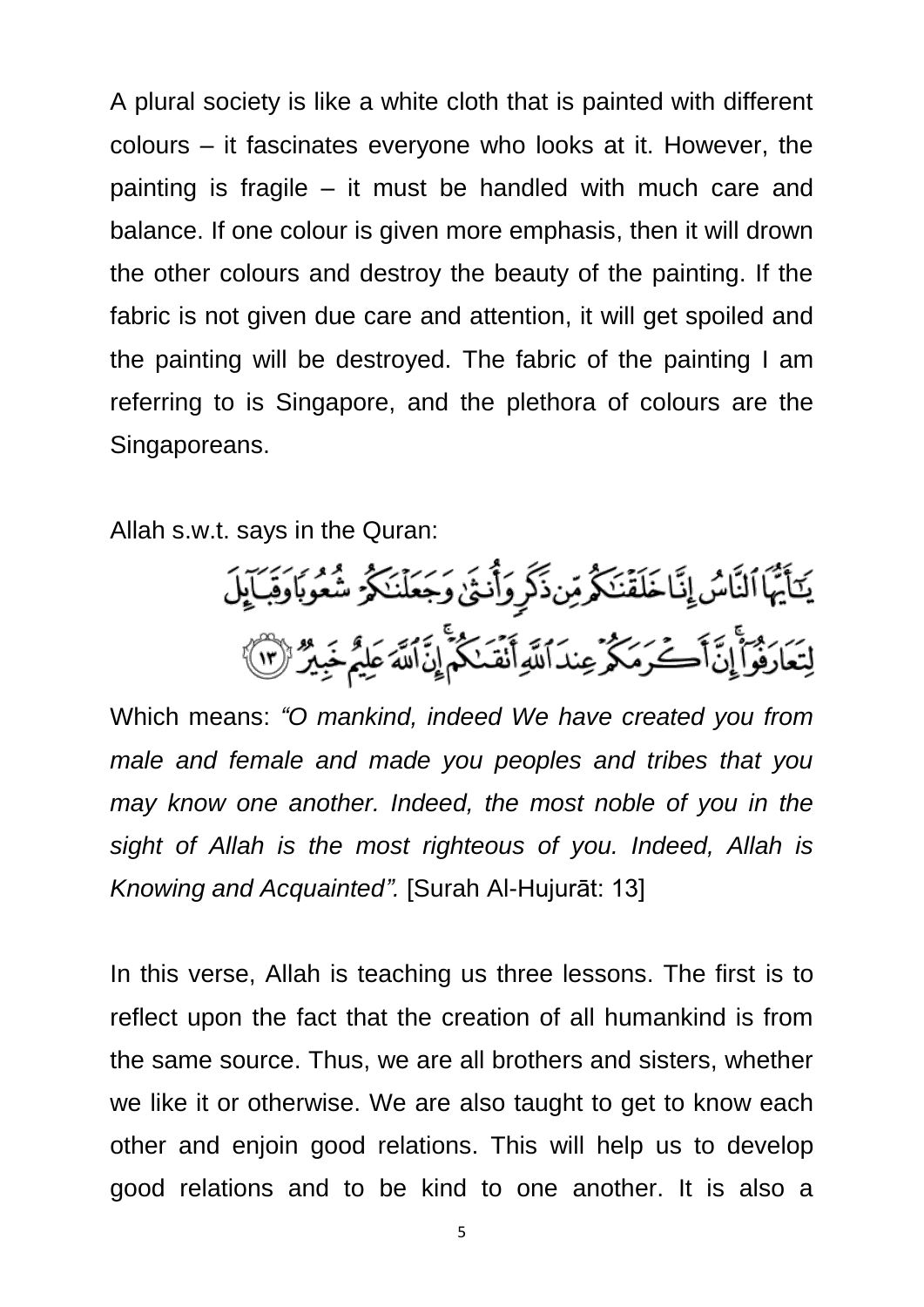A plural society is like a white cloth that is painted with different colours – it fascinates everyone who looks at it. However, the painting is fragile – it must be handled with much care and balance. If one colour is given more emphasis, then it will drown the other colours and destroy the beauty of the painting. If the fabric is not given due care and attention, it will get spoiled and the painting will be destroyed. The fabric of the painting I am referring to is Singapore, and the plethora of colours are the Singaporeans.

Allah s.w.t. says in the Quran:

يَٰٓأَيُّهَا ٱلنَّاسُ إِنَّا خَلَقۡنَٰكُم مِّن ذَكَرٖ وَأُنثَىٰ وَجَعَلۡنَٰكُمۡ شُعُوبٗا وَقَبَآئِلَ لِتَعَارَفُوٓاْۚ إِنَّ أَكۡرَمَكُمۡ عِندَ ٱللَّهِ أَتۡقَىٰكُمۡۚ إِنَّ ٱللَّهَ عَلِيمٌ خَبِيرٞ ١٣

Which means: *"O mankind, indeed We have created you from male and female and made you peoples and tribes that you may know one another. Indeed, the most noble of you in the sight of Allah is the most righteous of you. Indeed, Allah is Knowing and Acquainted".* [Surah Al-Hujurāt: 13]

In this verse, Allah is teaching us three lessons. The first is to reflect upon the fact that the creation of all humankind is from the same source. Thus, we are all brothers and sisters, whether we like it or otherwise. We are also taught to get to know each other and enjoin good relations. This will help us to develop good relations and to be kind to one another. It is also a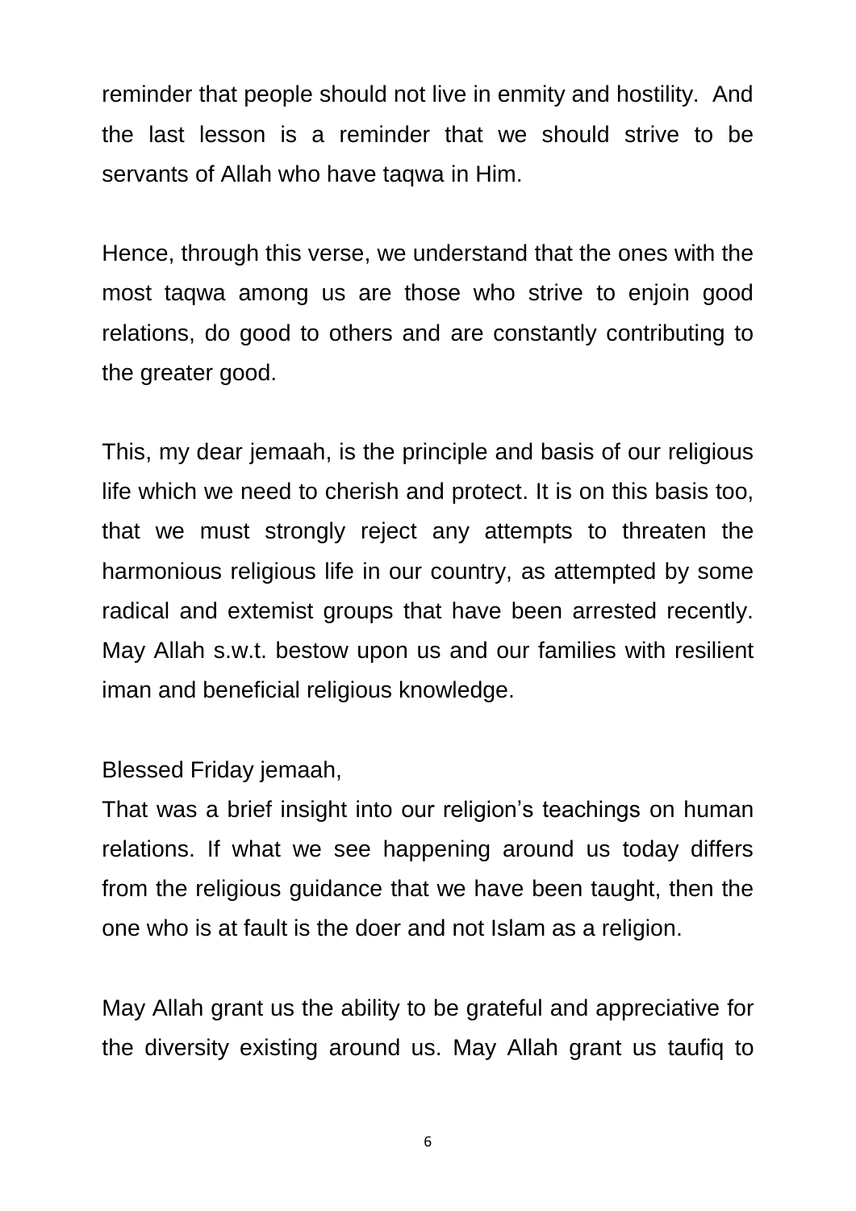reminder that people should not live in enmity and hostility. And the last lesson is a reminder that we should strive to be servants of Allah who have taqwa in Him.

Hence, through this verse, we understand that the ones with the most taqwa among us are those who strive to enjoin good relations, do good to others and are constantly contributing to the greater good.

This, my dear jemaah, is the principle and basis of our religious life which we need to cherish and protect. It is on this basis too, that we must strongly reject any attempts to threaten the harmonious religious life in our country, as attempted by some radical and extemist groups that have been arrested recently. May Allah s.w.t. bestow upon us and our families with resilient iman and beneficial religious knowledge.

Blessed Friday jemaah,

That was a brief insight into our religion's teachings on human relations. If what we see happening around us today differs from the religious guidance that we have been taught, then the one who is at fault is the doer and not Islam as a religion.

May Allah grant us the ability to be grateful and appreciative for the diversity existing around us. May Allah grant us taufiq to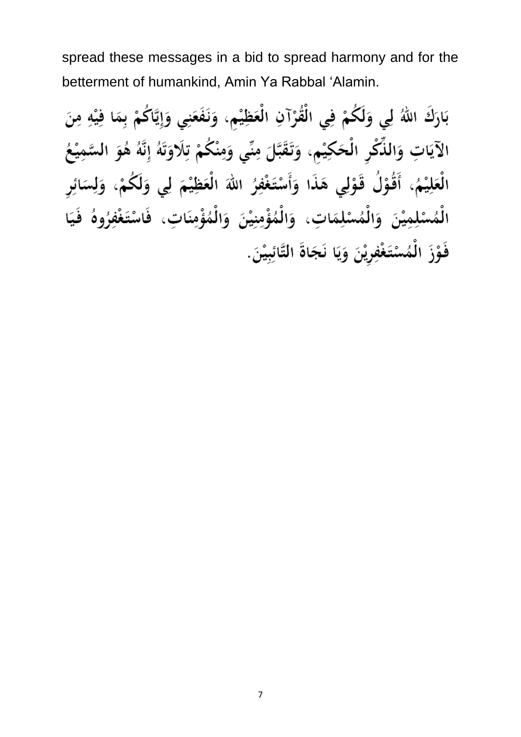spread these messages in a bid to spread harmony and for the betterment of humankind, Amin Ya Rabbal ‘Alamin.

بَارَكَ اللهُ لِي وَلَكُمْ فِي الْقُرْآنِ الْعَظِيْمِ، وَنَفَعَنِي وَإِيَّاكُمْ بِمَا فِيْهِ مِنَ الآيَاتِ وَالذِّكْرِ الْحَكِيْمِ، وَتَقَبَّلَ مِنِّي وَمِنْكُمْ تِلَاوَتَهُ إِنَّهُ هُوَ السَّمِيْعُ الْعَلِيْمُ، أَقُوْلُ قَوْلِي هَذَا وَأَسْتَغْفِرُ اللهَ الْعَظِيْمَ لِي وَلَكُمْ، وَلِسَائِرِ الْمُسْلِمِيْنَ وَالْمُسْلِمَاتِ، وَالْمُؤْمِنِيْنَ وَالْمُؤْمِنَاتِ، فَاسْتَغْفِرُوهُ فَيَا فَوْزَ الْمُسْتَغْفِرِيْنَ وَيَا نَجَاةَ التَّائِبِيْنَ.